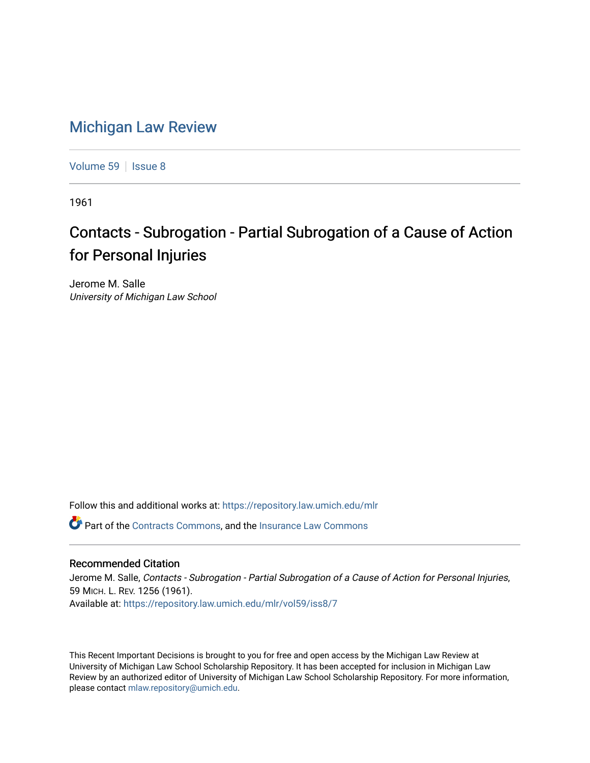# Michigan Law Review

Volume 59 | Issue 8

1961

## Contacts - Subrogation - Partial Subrogation of a Cause of Action for Personal Injuries

Jerome M. Salle
*University of Michigan Law School*

Follow this and additional works at: https://repository.law.umich.edu/mlr

Part of the Contracts Commons, and the Insurance Law Commons

### Recommended Citation

Jerome M. Salle, *Contacts - Subrogation - Partial Subrogation of a Cause of Action for Personal Injuries*, 59 MICH. L. REV. 1256 (1961).
Available at: https://repository.law.umich.edu/mlr/vol59/iss8/7

This Recent Important Decisions is brought to you for free and open access by the Michigan Law Review at University of Michigan Law School Scholarship Repository. It has been accepted for inclusion in Michigan Law Review by an authorized editor of University of Michigan Law School Scholarship Repository. For more information, please contact mlaw.repository@umich.edu.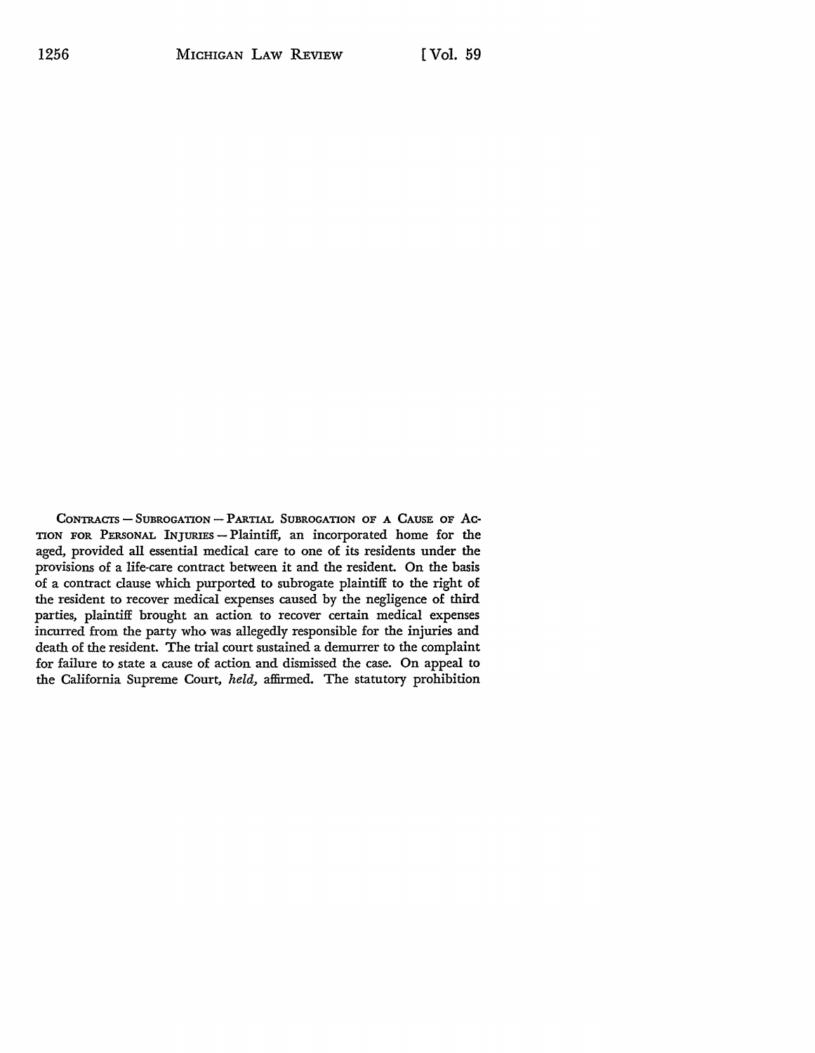CONTRACTS — SUBROGATION — PARTIAL SUBROGATION OF A CAUSE OF ACTION FOR PERSONAL INJURIES — Plaintiff, an incorporated home for the aged, provided all essential medical care to one of its residents under the provisions of a life-care contract between it and the resident. On the basis of a contract clause which purported to subrogate plaintiff to the right of the resident to recover medical expenses caused by the negligence of third parties, plaintiff brought an action to recover certain medical expenses incurred from the party who was allegedly responsible for the injuries and death of the resident. The trial court sustained a demurrer to the complaint for failure to state a cause of action and dismissed the case. On appeal to the California Supreme Court, *held*, affirmed. The statutory prohibition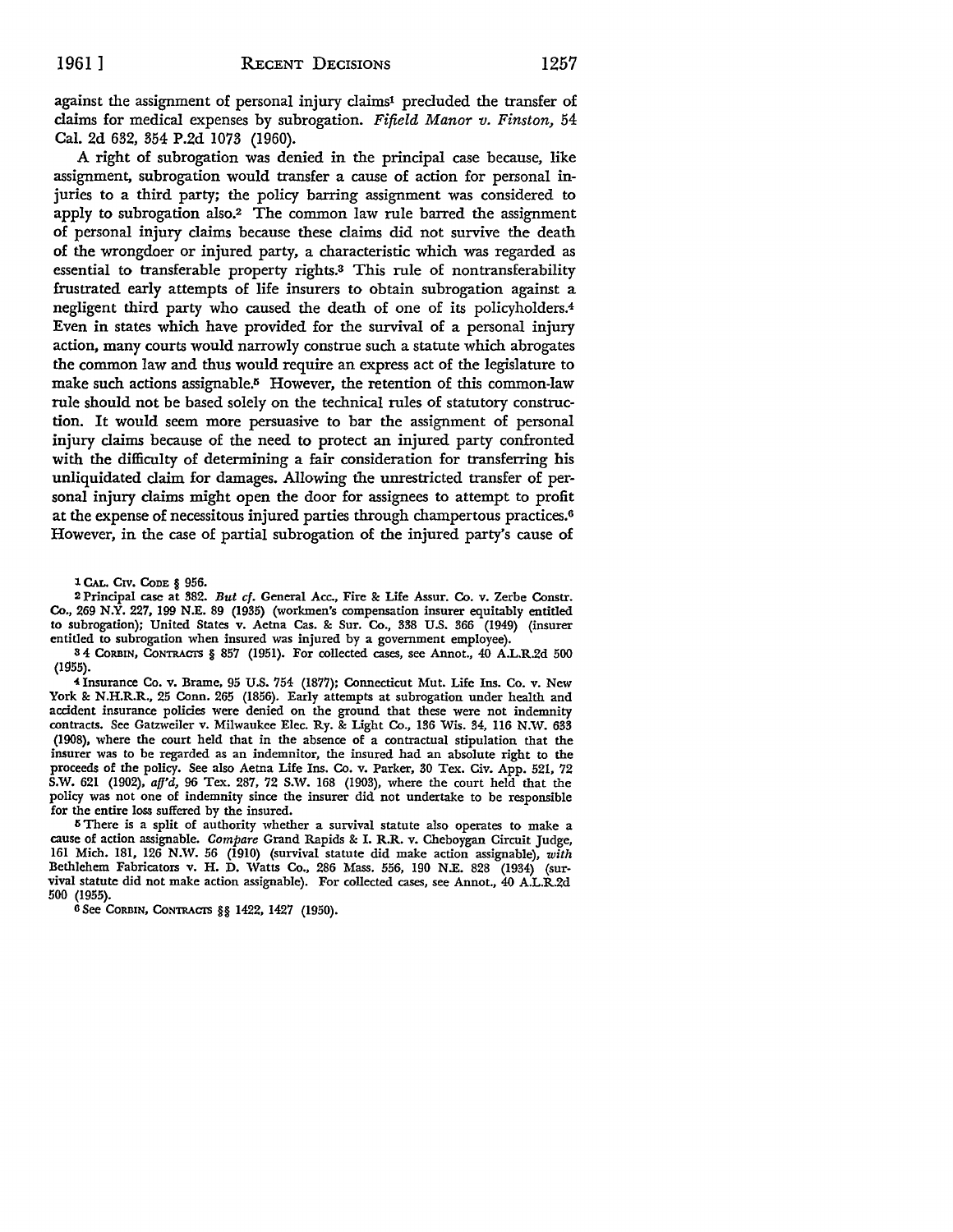against the assignment of personal injury claims[1] precluded the transfer of claims for medical expenses by subrogation. *Fifield Manor v. Finston*, 54 Cal. 2d 632, 354 P.2d 1073 (1960).

A right of subrogation was denied in the principal case because, like assignment, subrogation would transfer a cause of action for personal injuries to a third party; the policy barring assignment was considered to apply to subrogation also.[2] The common law rule barred the assignment of personal injury claims because these claims did not survive the death of the wrongdoer or injured party, a characteristic which was regarded as essential to transferable property rights.[3] This rule of nontransferability frustrated early attempts of life insurers to obtain subrogation against a negligent third party who caused the death of one of its policyholders.[4] Even in states which have provided for the survival of a personal injury action, many courts would narrowly construe such a statute which abrogates the common law and thus would require an express act of the legislature to make such actions assignable.[5] However, the retention of this common-law rule should not be based solely on the technical rules of statutory construction. It would seem more persuasive to bar the assignment of personal injury claims because of the need to protect an injured party confronted with the difficulty of determining a fair consideration for transferring his unliquidated claim for damages. Allowing the unrestricted transfer of personal injury claims might open the door for assignees to attempt to profit at the expense of necessitous injured parties through champertous practices.[6] However, in the case of partial subrogation of the injured party's cause of

---

[1] CAL. CIV. CODE § 956.

[2] Principal case at 382. *But cf.* General Acc., Fire & Life Assur. Co. v. Zerbe Constr. Co., 269 N.Y. 227, 199 N.E. 89 (1935) (workmen's compensation insurer equitably entitled to subrogation); United States v. Aetna Cas. & Sur. Co., 338 U.S. 366 (1949) (insurer entitled to subrogation when insured was injured by a government employee).

[3] 4 CORBIN, CONTRACTS § 857 (1951). For collected cases, see Annot., 40 A.L.R.2d 500 (1955).

[4] Insurance Co. v. Brame, 95 U.S. 754 (1877); Connecticut Mut. Life Ins. Co. v. New York & N.H.R.R., 25 Conn. 265 (1856). Early attempts at subrogation under health and accident insurance policies were denied on the ground that these were not indemnity contracts. See Gatzweiler v. Milwaukee Elec. Ry. & Light Co., 136 Wis. 34, 116 N.W. 633 (1908), where the court held that in the absence of a contractual stipulation that the insurer was to be regarded as an indemnitor, the insured had an absolute right to the proceeds of the policy. See also Aetna Life Ins. Co. v. Parker, 30 Tex. Civ. App. 521, 72 S.W. 621 (1902), *aff'd*, 96 Tex. 287, 72 S.W. 168 (1903), where the court held that the policy was not one of indemnity since the insurer did not undertake to be responsible for the entire loss suffered by the insured.

[5] There is a split of authority whether a survival statute also operates to make a cause of action assignable. *Compare* Grand Rapids & I. R.R. v. Cheboygan Circuit Judge, 161 Mich. 181, 126 N.W. 56 (1910) (survival statute did make action assignable), *with* Bethlehem Fabricators v. H. D. Watts Co., 286 Mass. 556, 190 N.E. 828 (1934) (survival statute did not make action assignable). For collected cases, see Annot., 40 A.L.R.2d 500 (1955).

[6] See CORBIN, CONTRACTS §§ 1422, 1427 (1950).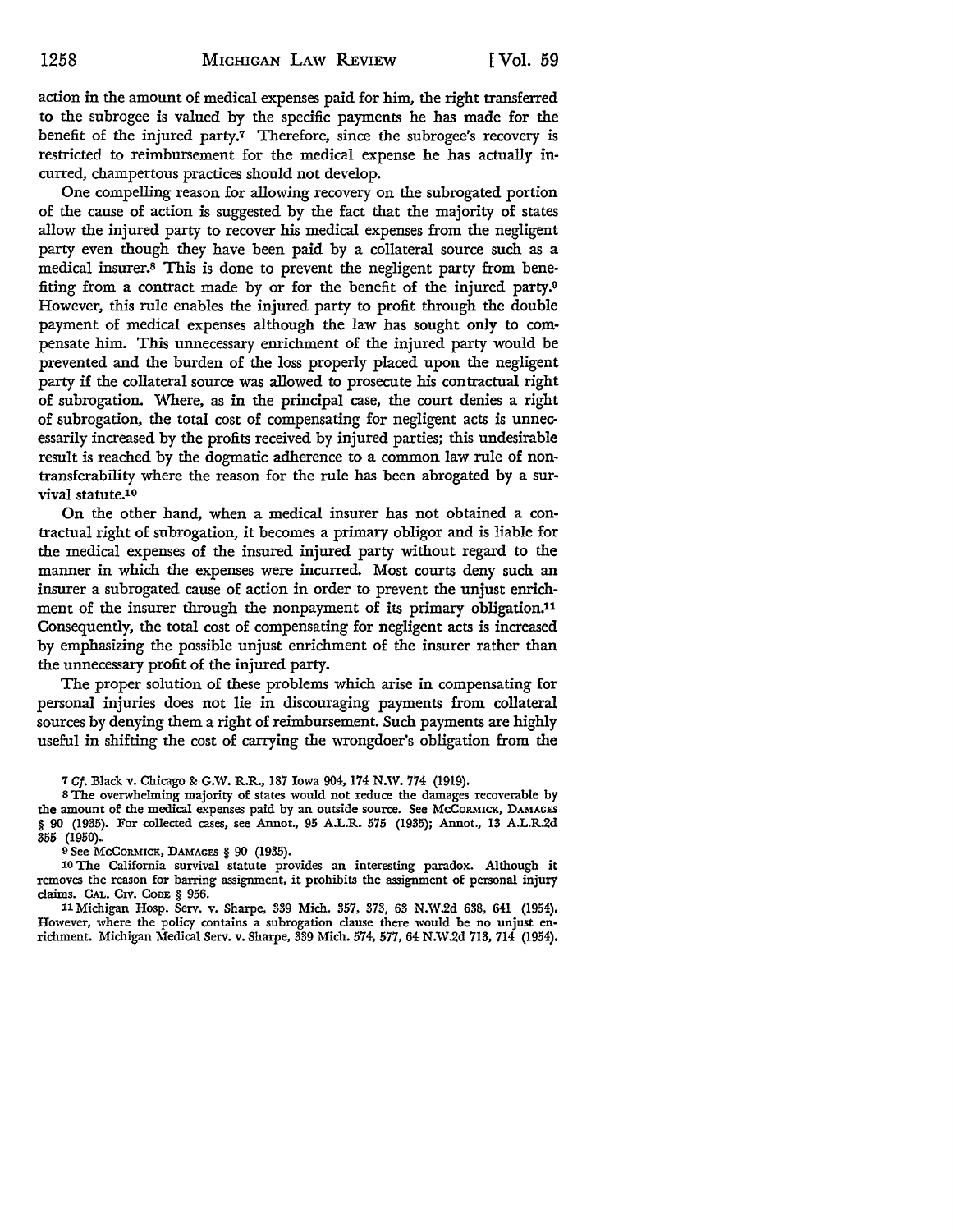action in the amount of medical expenses paid for him, the right transferred to the subrogee is valued by the specific payments he has made for the benefit of the injured party.[7] Therefore, since the subrogee's recovery is restricted to reimbursement for the medical expense he has actually incurred, champertous practices should not develop.

One compelling reason for allowing recovery on the subrogated portion of the cause of action is suggested by the fact that the majority of states allow the injured party to recover his medical expenses from the negligent party even though they have been paid by a collateral source such as a medical insurer.[8] This is done to prevent the negligent party from benefiting from a contract made by or for the benefit of the injured party.[9] However, this rule enables the injured party to profit through the double payment of medical expenses although the law has sought only to compensate him. This unnecessary enrichment of the injured party would be prevented and the burden of the loss properly placed upon the negligent party if the collateral source was allowed to prosecute his contractual right of subrogation. Where, as in the principal case, the court denies a right of subrogation, the total cost of compensating for negligent acts is unnecessarily increased by the profits received by injured parties; this undesirable result is reached by the dogmatic adherence to a common law rule of nontransferability where the reason for the rule has been abrogated by a survival statute.[10]

On the other hand, when a medical insurer has not obtained a contractual right of subrogation, it becomes a primary obligor and is liable for the medical expenses of the insured injured party without regard to the manner in which the expenses were incurred. Most courts deny such an insurer a subrogated cause of action in order to prevent the unjust enrichment of the insurer through the nonpayment of its primary obligation.[11] Consequently, the total cost of compensating for negligent acts is increased by emphasizing the possible unjust enrichment of the insurer rather than the unnecessary profit of the injured party.

The proper solution of these problems which arise in compensating for personal injuries does not lie in discouraging payments from collateral sources by denying them a right of reimbursement. Such payments are highly useful in shifting the cost of carrying the wrongdoer's obligation from the

---

[7] *Cf.* Black v. Chicago & G.W. R.R., 187 Iowa 904, 174 N.W. 774 (1919).

[8] The overwhelming majority of states would not reduce the damages recoverable by the amount of the medical expenses paid by an outside source. See McCormick, Damages § 90 (1935). For collected cases, see Annot., 95 A.L.R. 575 (1935); Annot., 13 A.L.R.2d 355 (1950).

[9] See McCormick, Damages § 90 (1935).

[10] The California survival statute provides an interesting paradox. Although it removes the reason for barring assignment, it prohibits the assignment of personal injury claims. Cal. Civ. Code § 956.

[11] Michigan Hosp. Serv. v. Sharpe, 339 Mich. 357, 373, 63 N.W.2d 638, 641 (1954). However, where the policy contains a subrogation clause there would be no unjust enrichment. Michigan Medical Serv. v. Sharpe, 339 Mich. 574, 577, 64 N.W.2d 713, 714 (1954).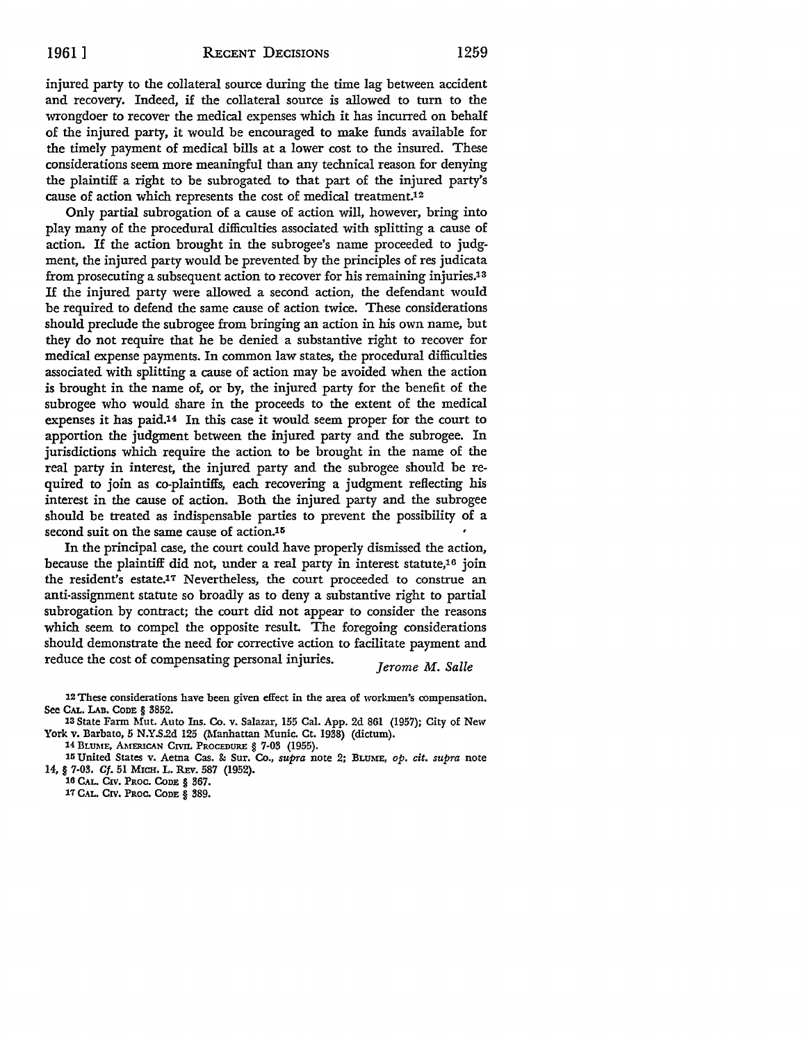injured party to the collateral source during the time lag between accident and recovery. Indeed, if the collateral source is allowed to turn to the wrongdoer to recover the medical expenses which it has incurred on behalf of the injured party, it would be encouraged to make funds available for the timely payment of medical bills at a lower cost to the insured. These considerations seem more meaningful than any technical reason for denying the plaintiff a right to be subrogated to that part of the injured party's cause of action which represents the cost of medical treatment.[12]

Only partial subrogation of a cause of action will, however, bring into play many of the procedural difficulties associated with splitting a cause of action. If the action brought in the subrogee's name proceeded to judgment, the injured party would be prevented by the principles of res judicata from prosecuting a subsequent action to recover for his remaining injuries.[13] If the injured party were allowed a second action, the defendant would be required to defend the same cause of action twice. These considerations should preclude the subrogee from bringing an action in his own name, but they do not require that he be denied a substantive right to recover for medical expense payments. In common law states, the procedural difficulties associated with splitting a cause of action may be avoided when the action is brought in the name of, or by, the injured party for the benefit of the subrogee who would share in the proceeds to the extent of the medical expenses it has paid.[14] In this case it would seem proper for the court to apportion the judgment between the injured party and the subrogee. In jurisdictions which require the action to be brought in the name of the real party in interest, the injured party and the subrogee should be required to join as co-plaintiffs, each recovering a judgment reflecting his interest in the cause of action. Both the injured party and the subrogee should be treated as indispensable parties to prevent the possibility of a second suit on the same cause of action.[15]

In the principal case, the court could have properly dismissed the action, because the plaintiff did not, under a real party in interest statute,[16] join the resident's estate.[17] Nevertheless, the court proceeded to construe an anti-assignment statute so broadly as to deny a substantive right to partial subrogation by contract; the court did not appear to consider the reasons which seem to compel the opposite result. The foregoing considerations should demonstrate the need for corrective action to facilitate payment and reduce the cost of compensating personal injuries.

*Jerome M. Salle*

---

[12] These considerations have been given effect in the area of workmen's compensation. See CAL. LAB. CODE § 3852.

[13] State Farm Mut. Auto Ins. Co. v. Salazar, 155 Cal. App. 2d 861 (1957); City of New York v. Barbato, 5 N.Y.S.2d 125 (Manhattan Munic. Ct. 1938) (dictum).

[14] BLUME, AMERICAN CIVIL PROCEDURE § 7-03 (1955).

[15] United States v. Aetna Cas. & Sur. Co., *supra* note 2; BLUME, *op. cit. supra* note 14, § 7-03. *Cf.* 51 MICH. L. REV. 587 (1952).

[16] CAL. CIV. PROC. CODE § 367.

[17] CAL. CIV. PROC. CODE § 389.